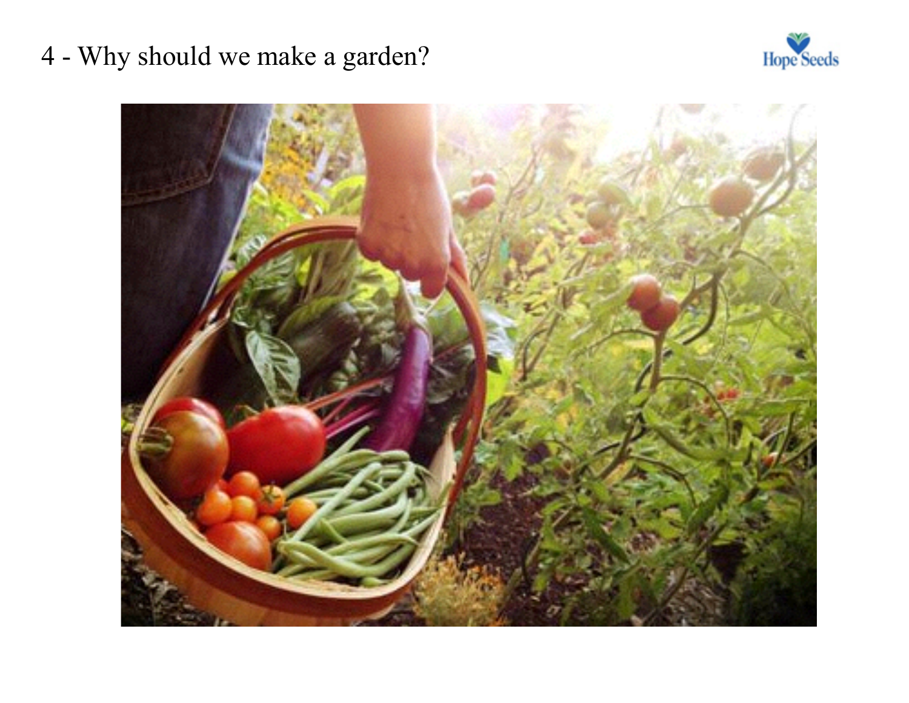# 4 - Why should we make a garden?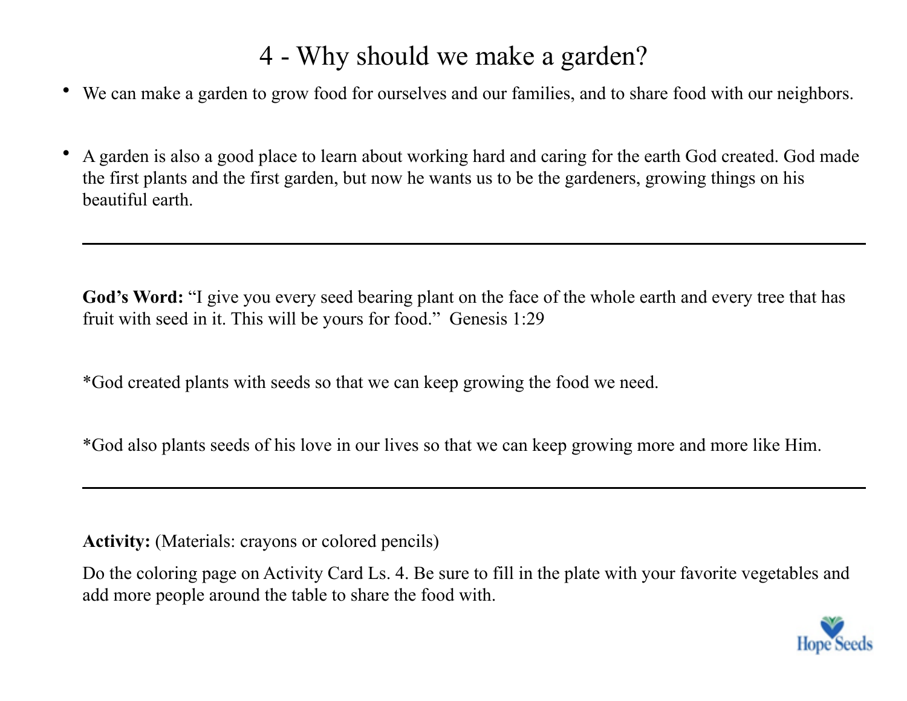# 4 - Why should we make a garden?

- We can make a garden to grow food for ourselves and our families, and to share food with our neighbors.

- A garden is also a good place to learn about working hard and caring for the earth God created. God made the first plants and the first garden, but now he wants us to be the gardeners, growing things on his beautiful earth.

---

**God's Word:** "I give you every seed bearing plant on the face of the whole earth and every tree that has fruit with seed in it. This will be yours for food." Genesis 1:29

*God created plants with seeds so that we can keep growing the food we need.

*God also plants seeds of his love in our lives so that we can keep growing more and more like Him.

---

**Activity:** (Materials: crayons or colored pencils)

Do the coloring page on Activity Card Ls. 4. Be sure to fill in the plate with your favorite vegetables and add more people around the table to share the food with.

Hope Seeds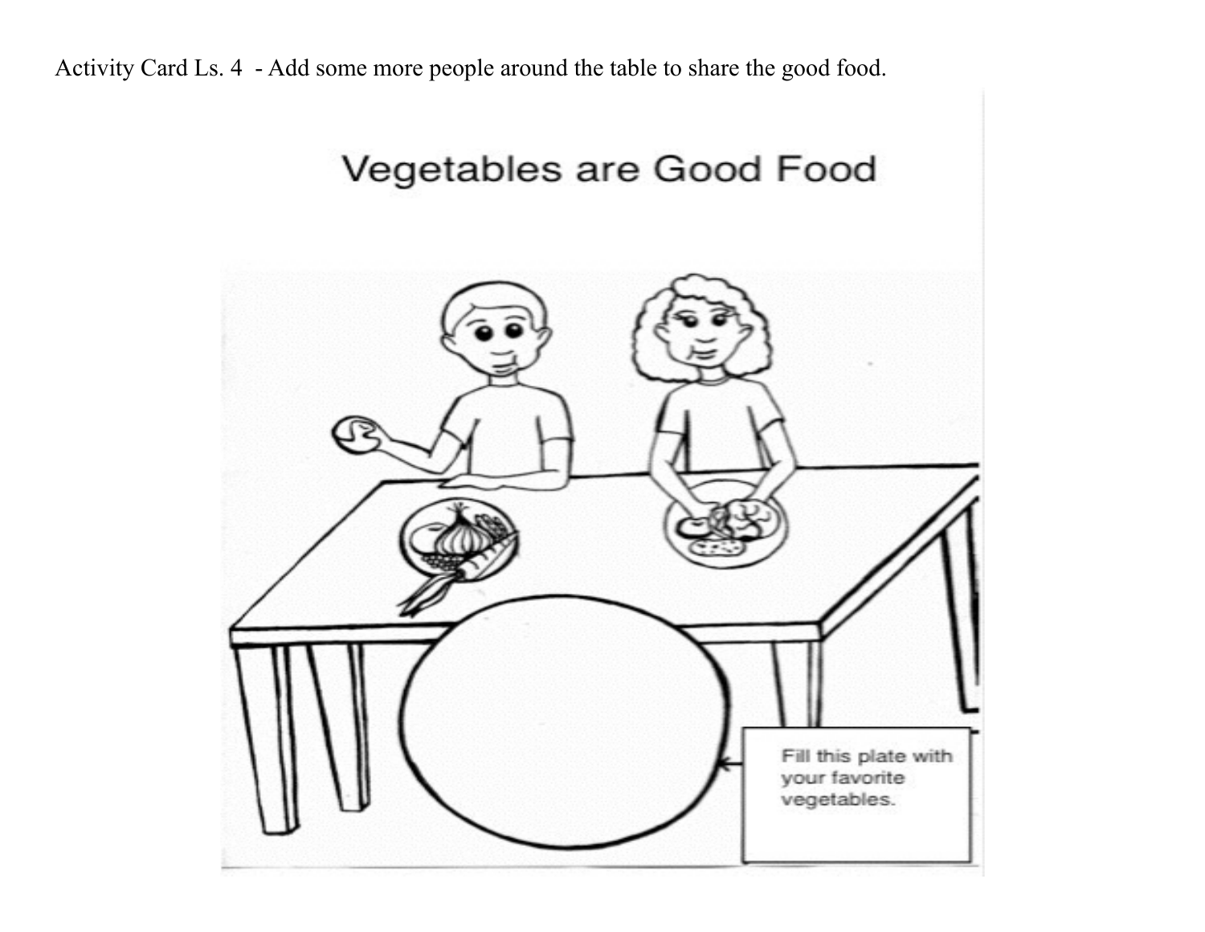Activity Card Ls. 4 - Add some more people around the table to share the good food.

Vegetables are Good Food

Fill this plate with your favorite vegetables.